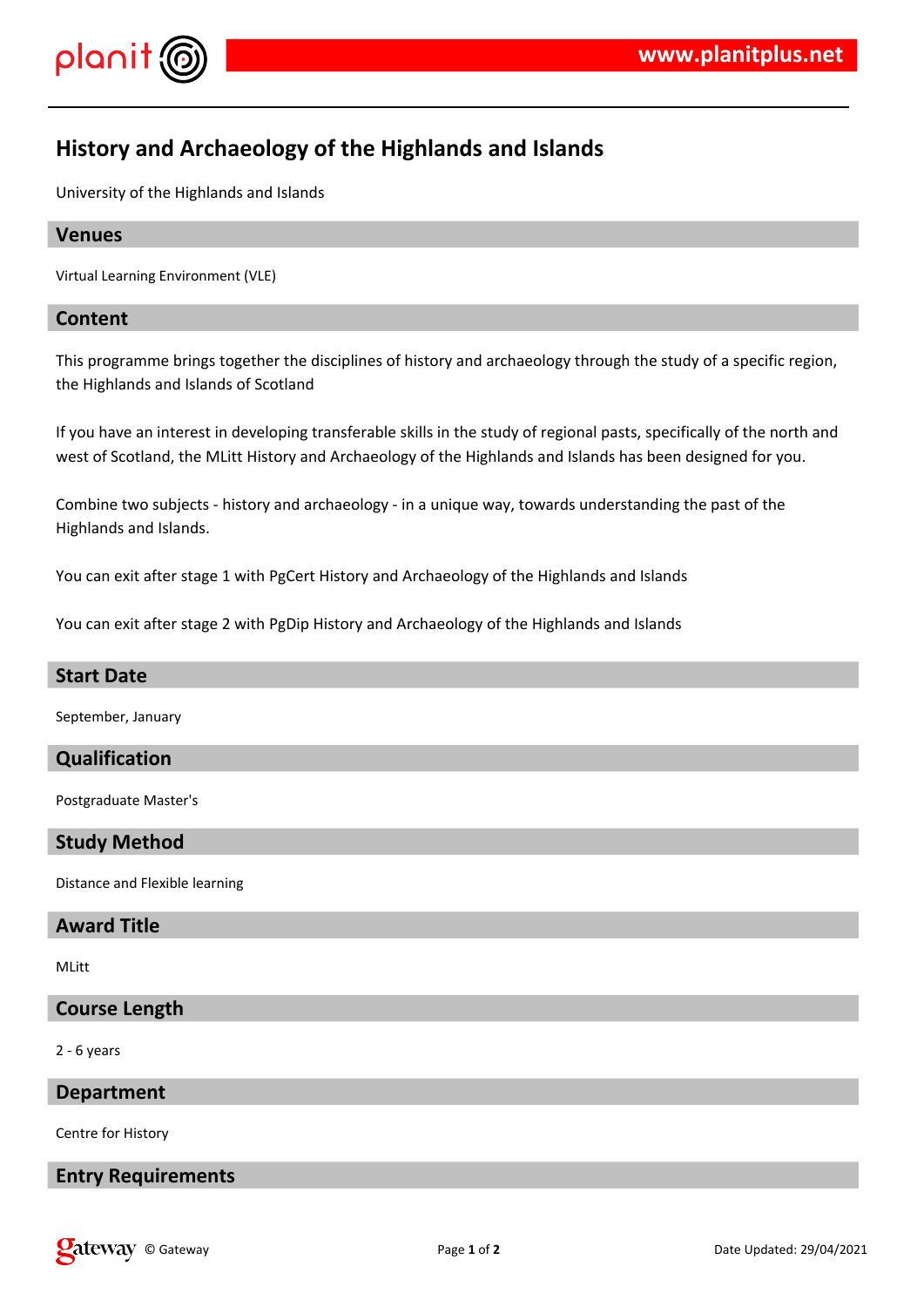# History and Archaeology of the Highlands and Islands

University of the Highlands and Islands

## Venues

Virtual Learning Environment (VLE)

## Content

This programme brings together the disciplines of history and archaeology through the study of a specific region, the Highlands and Islands of Scotland

If you have an interest in developing transferable skills in the study of regional pasts, specifically of the north and west of Scotland, the MLitt History and Archaeology of the Highlands and Islands has been designed for you.

Combine two subjects - history and archaeology - in a unique way, towards understanding the past of the Highlands and Islands.

You can exit after stage 1 with PgCert History and Archaeology of the Highlands and Islands

You can exit after stage 2 with PgDip History and Archaeology of the Highlands and Islands

## Start Date

September, January

## Qualification

Postgraduate Master's

## Study Method

Distance and Flexible learning

## Award Title

MLitt

## Course Length

2 - 6 years

## Department

Centre for History

## Entry Requirements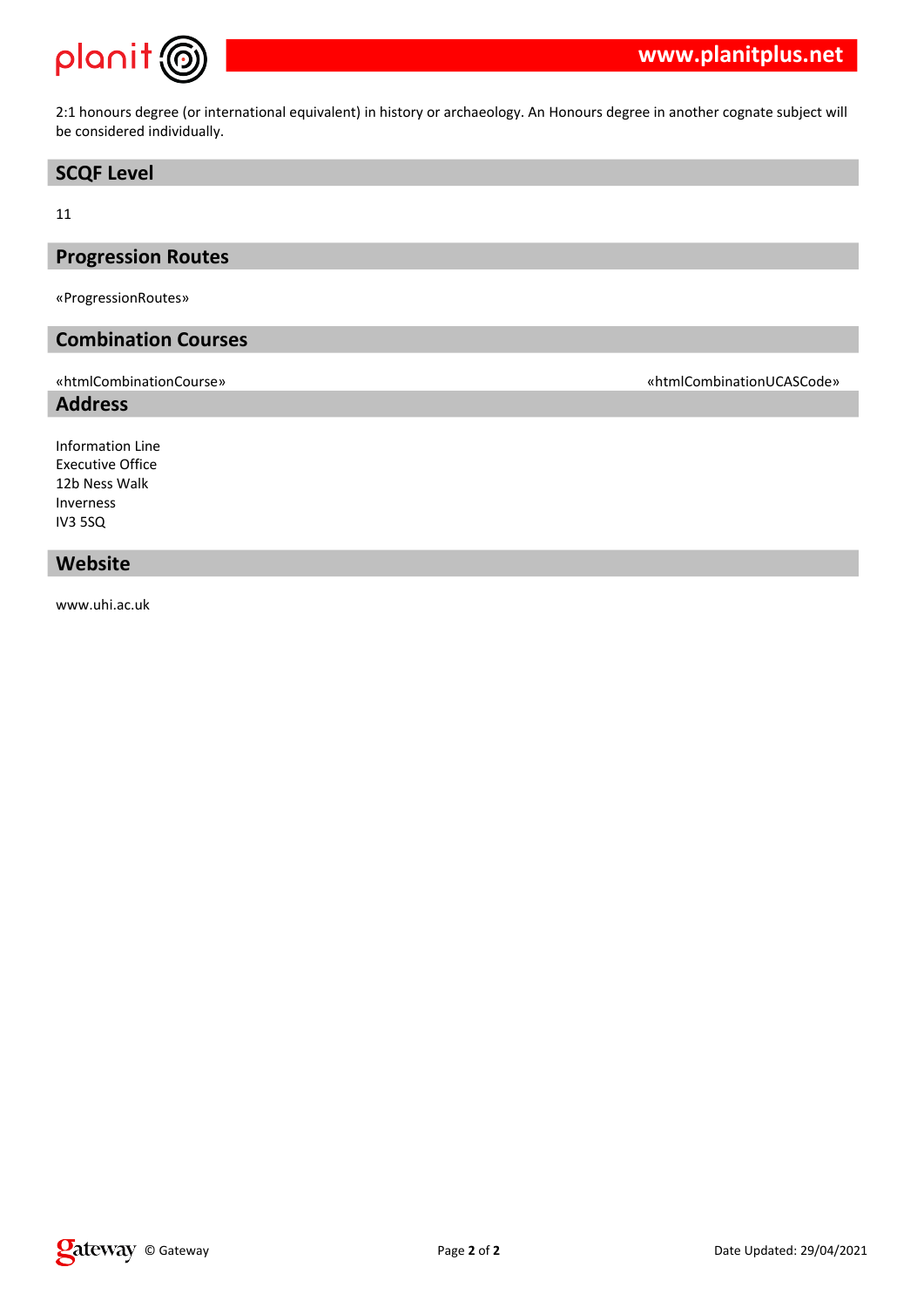2:1 honours degree (or international equivalent) in history or archaeology. An Honours degree in another cognate subject will be considered individually.

## SCQF Level

11

## Progression Routes

«ProgressionRoutes»

## Combination Courses

«htmlCombinationCourse» «htmlCombinationUCASCode»

## Address

Information Line
Executive Office
12b Ness Walk
Inverness
IV3 5SQ

## Website

www.uhi.ac.uk